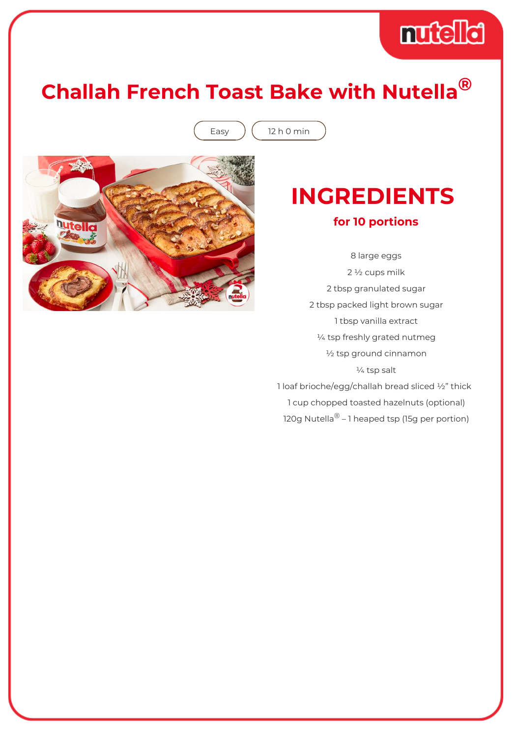# Challah French Toast Bake with Nutella®

Easy

12 h 0 min

## INGREDIENTS

### for 10 portions

8 large eggs

2 ½ cups milk

2 tbsp granulated sugar

2 tbsp packed light brown sugar

1 tbsp vanilla extract

¼ tsp freshly grated nutmeg

½ tsp ground cinnamon

¼ tsp salt

1 loaf brioche/egg/challah bread sliced ½" thick

1 cup chopped toasted hazelnuts (optional)

120g Nutella® – 1 heaped tsp (15g per portion)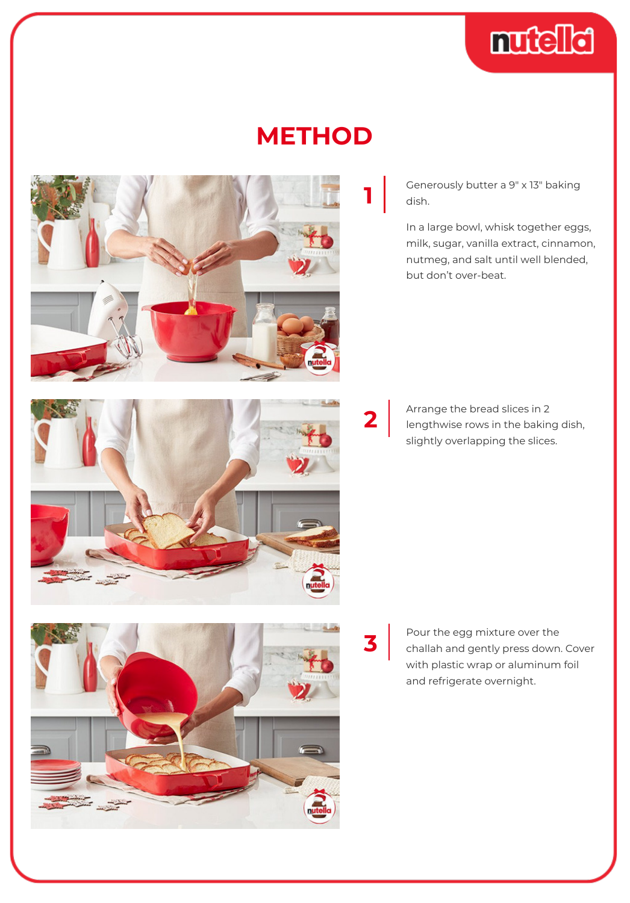# METHOD

**1**

Generously butter a 9" x 13" baking dish.

In a large bowl, whisk together eggs, milk, sugar, vanilla extract, cinnamon, nutmeg, and salt until well blended, but don't over-beat.

**2**

Arrange the bread slices in 2 lengthwise rows in the baking dish, slightly overlapping the slices.

**3**

Pour the egg mixture over the challah and gently press down. Cover with plastic wrap or aluminum foil and refrigerate overnight.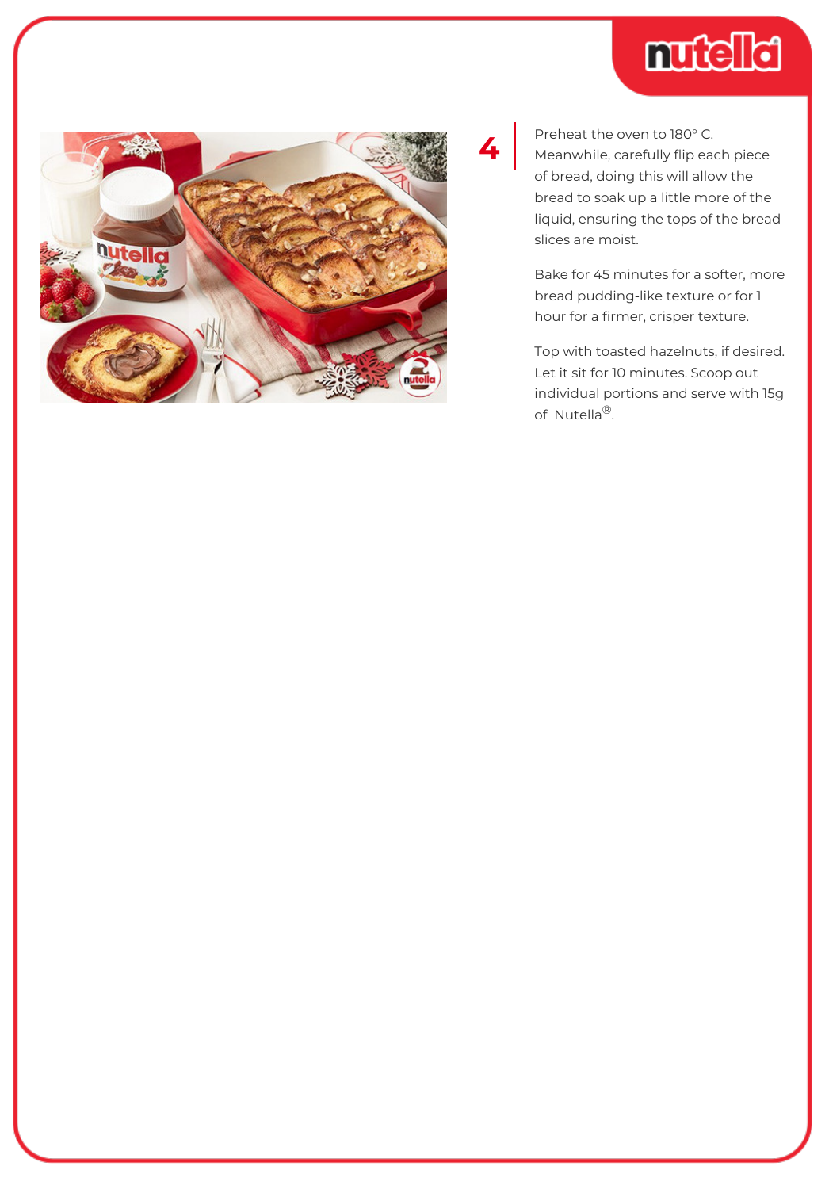4

Preheat the oven to 180° C. Meanwhile, carefully flip each piece of bread, doing this will allow the bread to soak up a little more of the liquid, ensuring the tops of the bread slices are moist.

Bake for 45 minutes for a softer, more bread pudding-like texture or for 1 hour for a firmer, crisper texture.

Top with toasted hazelnuts, if desired. Let it sit for 10 minutes. Scoop out individual portions and serve with 15g of Nutella®.